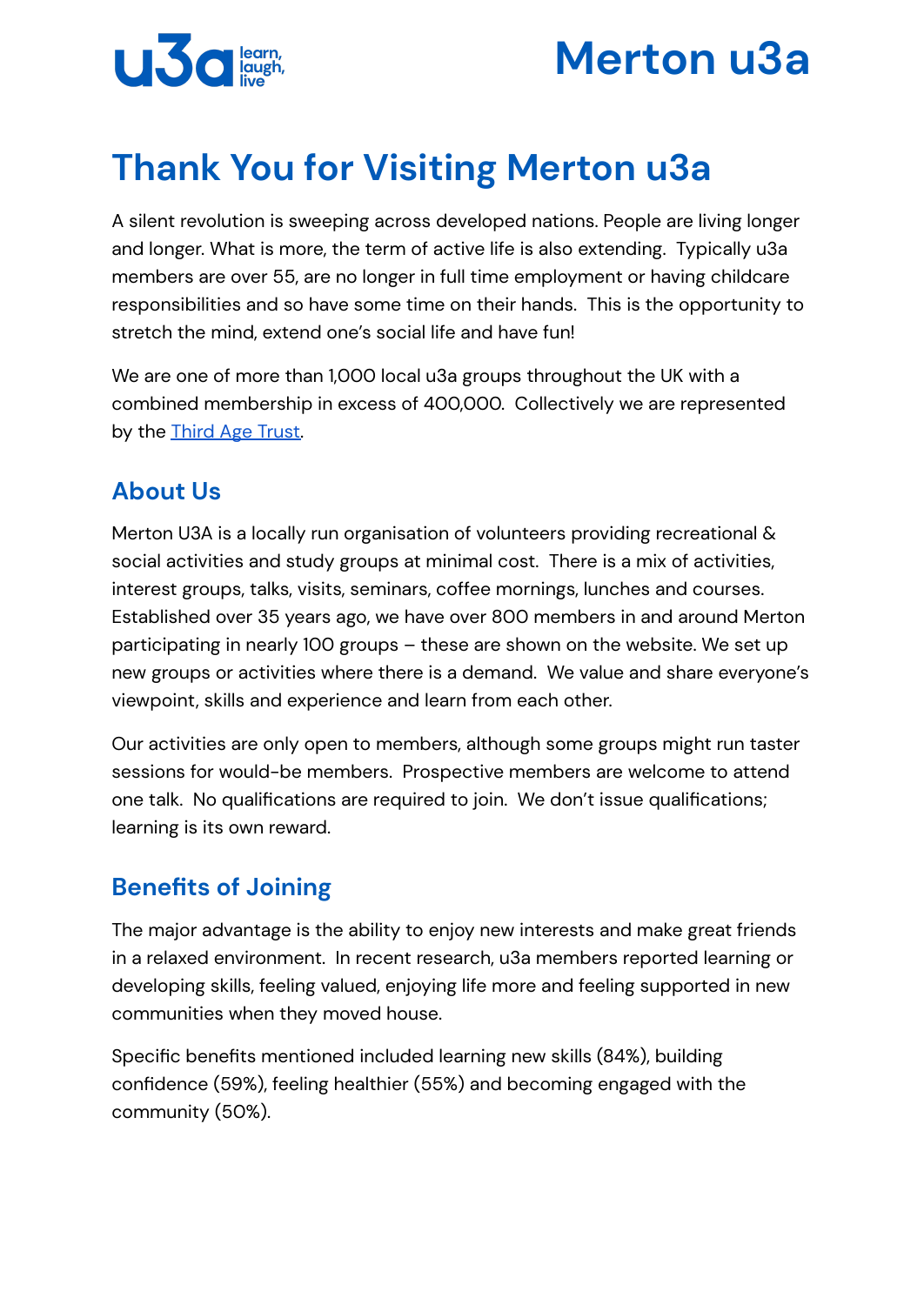# Thank You for Visiting Merton u3a

A silent revolution is sweeping across developed nations. People are living longer and longer. What is more, the term of active life is also extending. Typically u3a members are over 55, are no longer in full time employment or having childcare responsibilities and so have some time on their hands. This is the opportunity to stretch the mind, extend one's social life and have fun!

We are one of more than 1,000 local u3a groups throughout the UK with a combined membership in excess of 400,000. Collectively we are represented by the [Third Age Trust](#).

## About Us

Merton U3A is a locally run organisation of volunteers providing recreational & social activities and study groups at minimal cost. There is a mix of activities, interest groups, talks, visits, seminars, coffee mornings, lunches and courses. Established over 35 years ago, we have over 800 members in and around Merton participating in nearly 100 groups – these are shown on the website. We set up new groups or activities where there is a demand. We value and share everyone's viewpoint, skills and experience and learn from each other.

Our activities are only open to members, although some groups might run taster sessions for would-be members. Prospective members are welcome to attend one talk. No qualifications are required to join. We don't issue qualifications; learning is its own reward.

## Benefits of Joining

The major advantage is the ability to enjoy new interests and make great friends in a relaxed environment. In recent research, u3a members reported learning or developing skills, feeling valued, enjoying life more and feeling supported in new communities when they moved house.

Specific benefits mentioned included learning new skills (84%), building confidence (59%), feeling healthier (55%) and becoming engaged with the community (50%).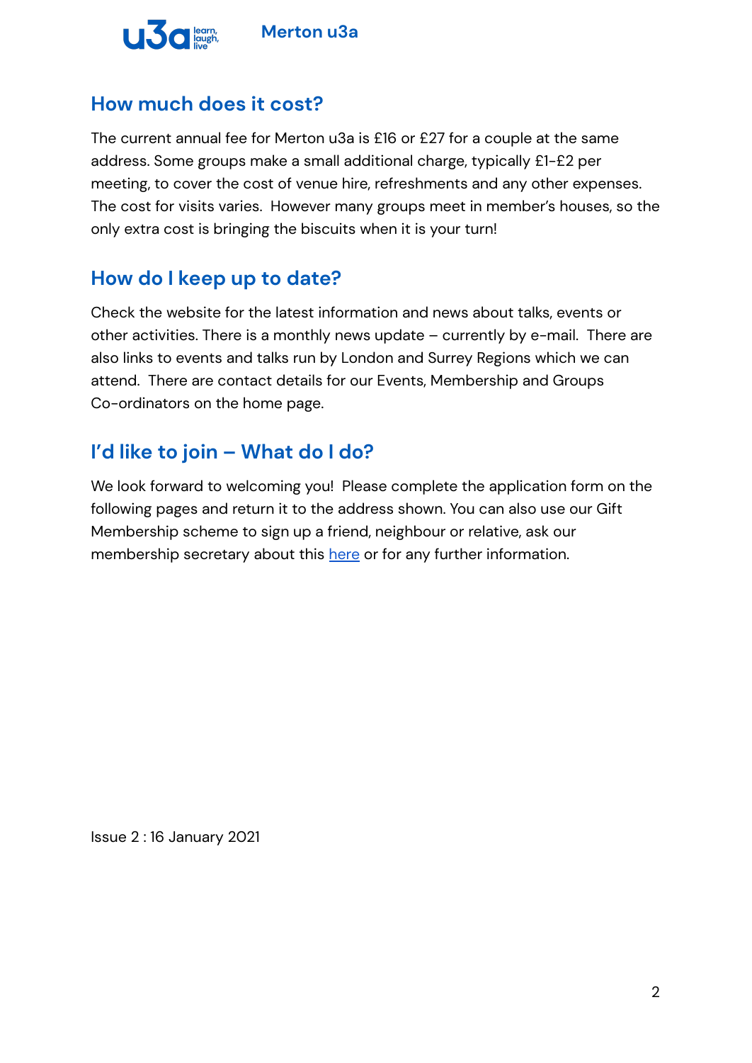## How much does it cost?

The current annual fee for Merton u3a is £16 or £27 for a couple at the same address. Some groups make a small additional charge, typically £1-£2 per meeting, to cover the cost of venue hire, refreshments and any other expenses. The cost for visits varies. However many groups meet in member's houses, so the only extra cost is bringing the biscuits when it is your turn!

## How do I keep up to date?

Check the website for the latest information and news about talks, events or other activities. There is a monthly news update – currently by e-mail. There are also links to events and talks run by London and Surrey Regions which we can attend. There are contact details for our Events, Membership and Groups Co-ordinators on the home page.

## I'd like to join – What do I do?

We look forward to welcoming you! Please complete the application form on the following pages and return it to the address shown. You can also use our Gift Membership scheme to sign up a friend, neighbour or relative, ask our membership secretary about this here or for any further information.

Issue 2 : 16 January 2021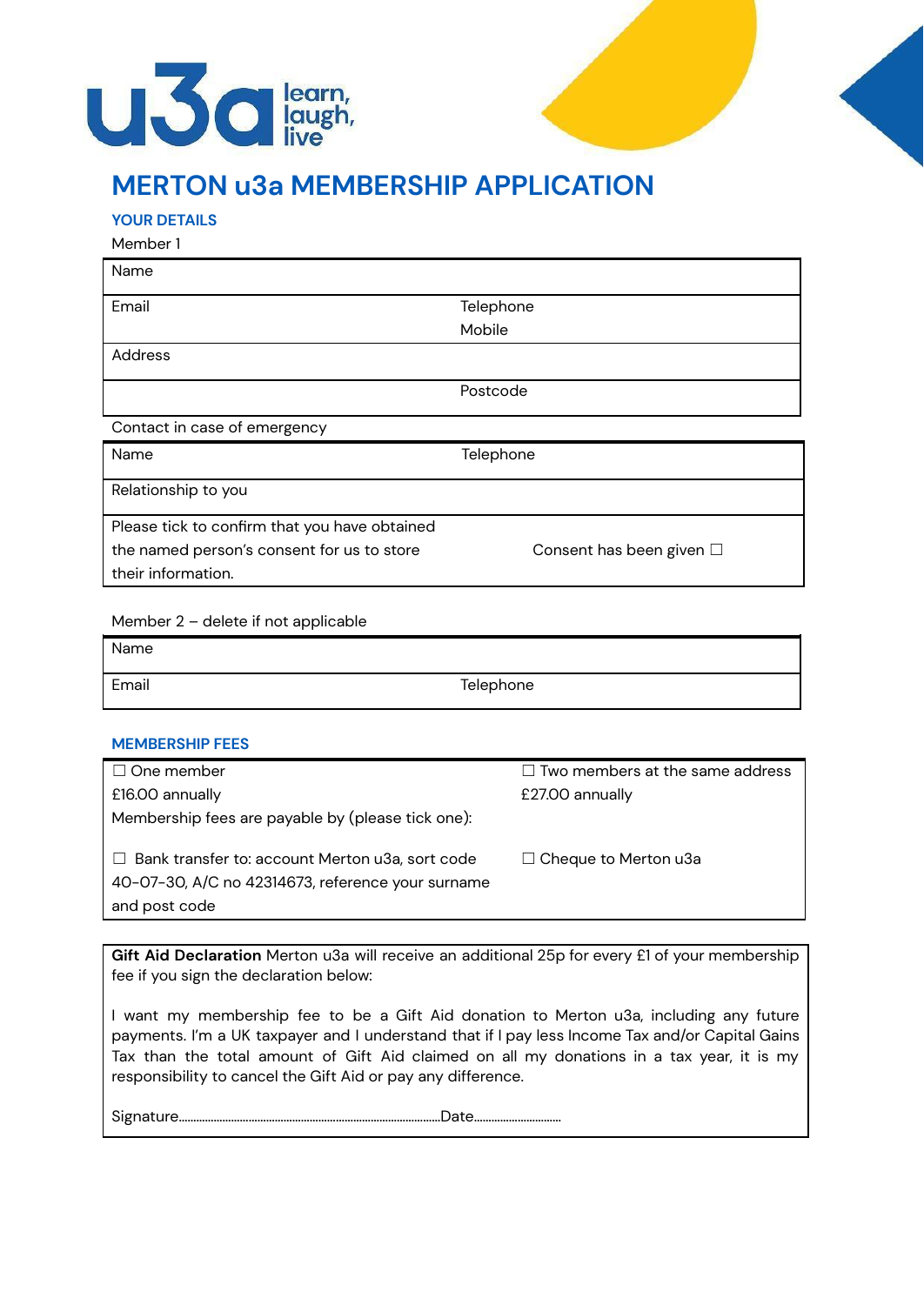# MERTON u3a MEMBERSHIP APPLICATION

### YOUR DETAILS

Member 1

| Name | |
|---|---|
| Email | Telephone<br>Mobile |
| Address | |
| | Postcode |

Contact in case of emergency

| Name | Telephone |
|---|---|
| Relationship to you | |
| Please tick to confirm that you have obtained the named person's consent for us to store their information. | Consent has been given ☐ |

Member 2 – delete if not applicable

| Name | |
|---|---|
| Email | Telephone |

### MEMBERSHIP FEES

| ☐ One member<br>£16.00 annually<br>Membership fees are payable by (please tick one): | ☐ Two members at the same address<br>£27.00 annually |
|---|---|
| ☐ Bank transfer to: account Merton u3a, sort code 40-07-30, A/C no 42314673, reference your surname and post code | ☐ Cheque to Merton u3a |

**Gift Aid Declaration** Merton u3a will receive an additional 25p for every £1 of your membership fee if you sign the declaration below:

I want my membership fee to be a Gift Aid donation to Merton u3a, including any future payments. I'm a UK taxpayer and I understand that if I pay less Income Tax and/or Capital Gains Tax than the total amount of Gift Aid claimed on all my donations in a tax year, it is my responsibility to cancel the Gift Aid or pay any difference.

Signature.............................................................................................Date...............................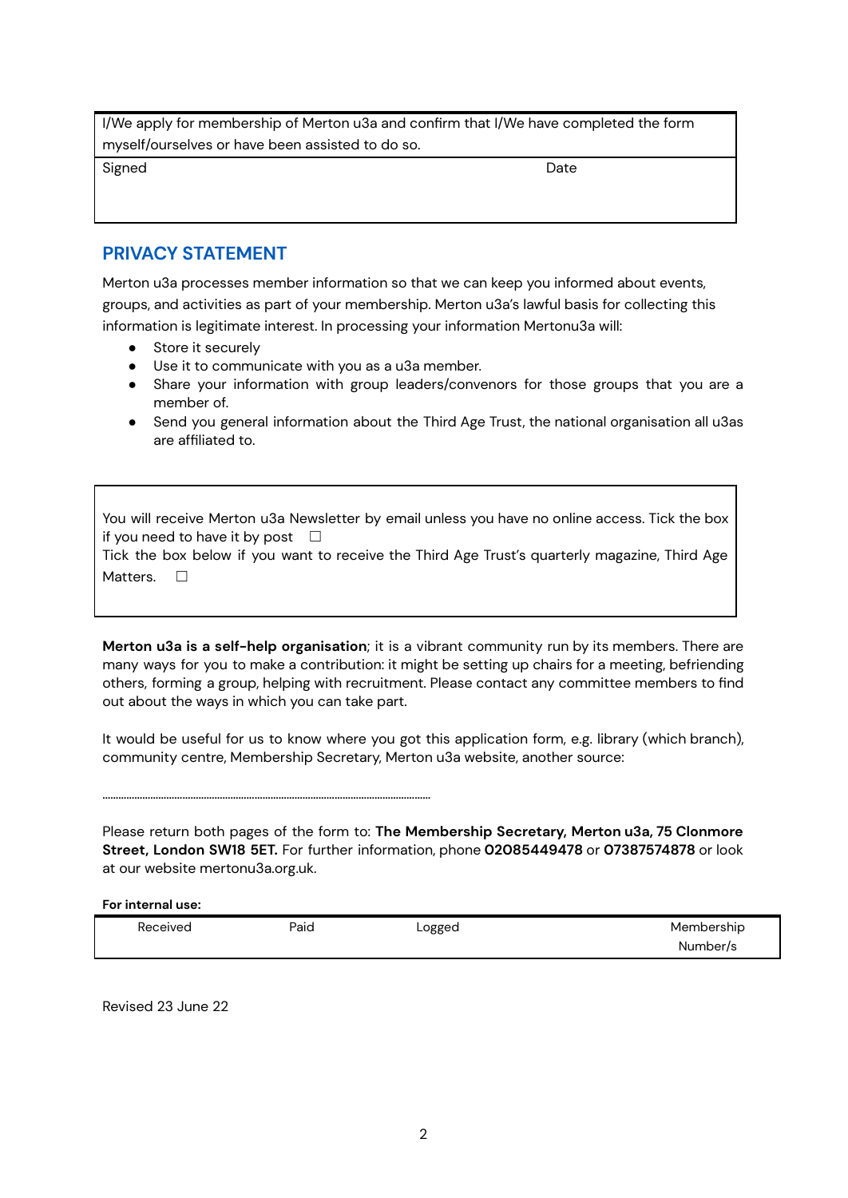| |
|---|
| I/We apply for membership of Merton u3a and confirm that I/We have completed the form myself/ourselves or have been assisted to do so. |
| Signed Date |

## PRIVACY STATEMENT

Merton u3a processes member information so that we can keep you informed about events, groups, and activities as part of your membership. Merton u3a's lawful basis for collecting this information is legitimate interest. In processing your information Mertonu3a will:

- Store it securely
- Use it to communicate with you as a u3a member.
- Share your information with group leaders/convenors for those groups that you are a member of.
- Send you general information about the Third Age Trust, the national organisation all u3as are affiliated to.

| |
|---|
| You will receive Merton u3a Newsletter by email unless you have no online access. Tick the box if you need to have it by post ☐<br>Tick the box below if you want to receive the Third Age Trust's quarterly magazine, Third Age Matters. ☐ |

**Merton u3a is a self-help organisation**; it is a vibrant community run by its members. There are many ways for you to make a contribution: it might be setting up chairs for a meeting, befriending others, forming a group, helping with recruitment. Please contact any committee members to find out about the ways in which you can take part.

It would be useful for us to know where you got this application form, e.g. library (which branch), community centre, Membership Secretary, Merton u3a website, another source:

.......................................................................................................................

Please return both pages of the form to: **The Membership Secretary, Merton u3a, 75 Clonmore Street, London SW18 5ET.** For further information, phone **02085449478** or **07387574878** or look at our website mertonu3a.org.uk.

**For internal use:**

| Received | Paid | Logged | Membership Number/s |
|---|---|---|---|
| | | | |

Revised 23 June 22